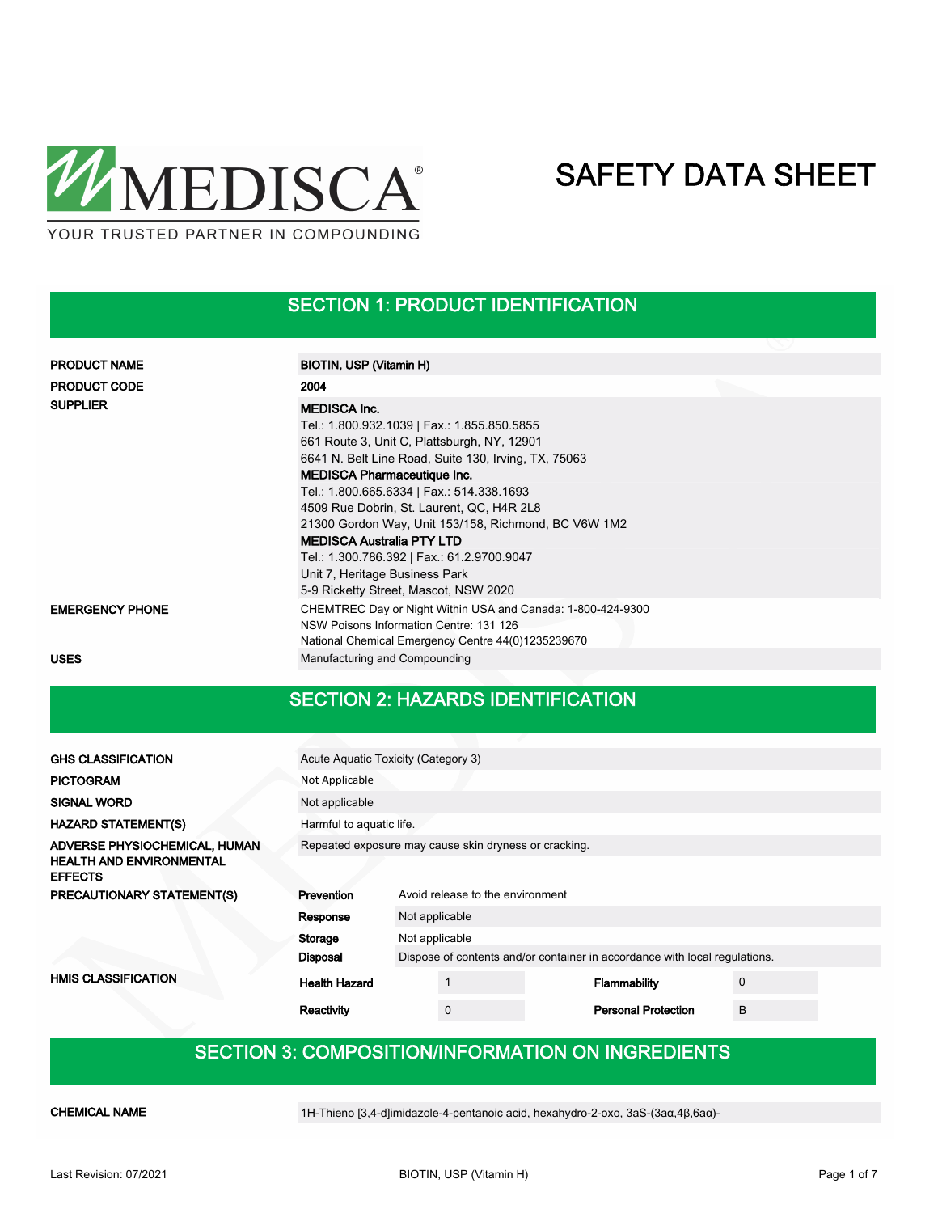MEDISCA®

YOUR TRUSTED PARTNER IN COMPOUNDING

# SAFETY DATA SHEET

## SECTION 1: PRODUCT IDENTIFICATION

| | |
|---|---|
| **PRODUCT NAME** | **BIOTIN, USP (Vitamin H)** |
| **PRODUCT CODE** | **2004** |
| **SUPPLIER** | **MEDISCA Inc.**<br>Tel.: 1.800.932.1039 \| Fax.: 1.855.850.5855<br>661 Route 3, Unit C, Plattsburgh, NY, 12901<br>6641 N. Belt Line Road, Suite 130, Irving, TX, 75063<br>**MEDISCA Pharmaceutique Inc.**<br>Tel.: 1.800.665.6334 \| Fax.: 514.338.1693<br>4509 Rue Dobrin, St. Laurent, QC, H4R 2L8<br>21300 Gordon Way, Unit 153/158, Richmond, BC V6W 1M2<br>**MEDISCA Australia PTY LTD**<br>Tel.: 1.300.786.392 \| Fax.: 61.2.9700.9047<br>Unit 7, Heritage Business Park<br>5-9 Ricketty Street, Mascot, NSW 2020 |
| **EMERGENCY PHONE** | CHEMTREC Day or Night Within USA and Canada: 1-800-424-9300<br>NSW Poisons Information Centre: 131 126<br>National Chemical Emergency Centre 44(0)1235239670 |
| **USES** | Manufacturing and Compounding |

## SECTION 2: HAZARDS IDENTIFICATION

| | |
|---|---|
| **GHS CLASSIFICATION** | Acute Aquatic Toxicity (Category 3) |
| **PICTOGRAM** | Not Applicable |
| **SIGNAL WORD** | Not applicable |
| **HAZARD STATEMENT(S)** | Harmful to aquatic life. |
| **ADVERSE PHYSIOCHEMICAL, HUMAN HEALTH AND ENVIRONMENTAL EFFECTS** | Repeated exposure may cause skin dryness or cracking. |

**PRECAUTIONARY STATEMENT(S)**

| | |
|---|---|
| **Prevention** | Avoid release to the environment |
| **Response** | Not applicable |
| **Storage** | Not applicable |
| **Disposal** | Dispose of contents and/or container in accordance with local regulations. |

**HMIS CLASSIFICATION**

| | | | |
|---|---|---|---|
| **Health Hazard** | 1 | **Flammability** | 0 |
| **Reactivity** | 0 | **Personal Protection** | B |

## SECTION 3: COMPOSITION/INFORMATION ON INGREDIENTS

| | |
|---|---|
| **CHEMICAL NAME** | 1H-Thieno [3,4-d]imidazole-4-pentanoic acid, hexahydro-2-oxo, 3aS-(3aα,4β,6aα)- |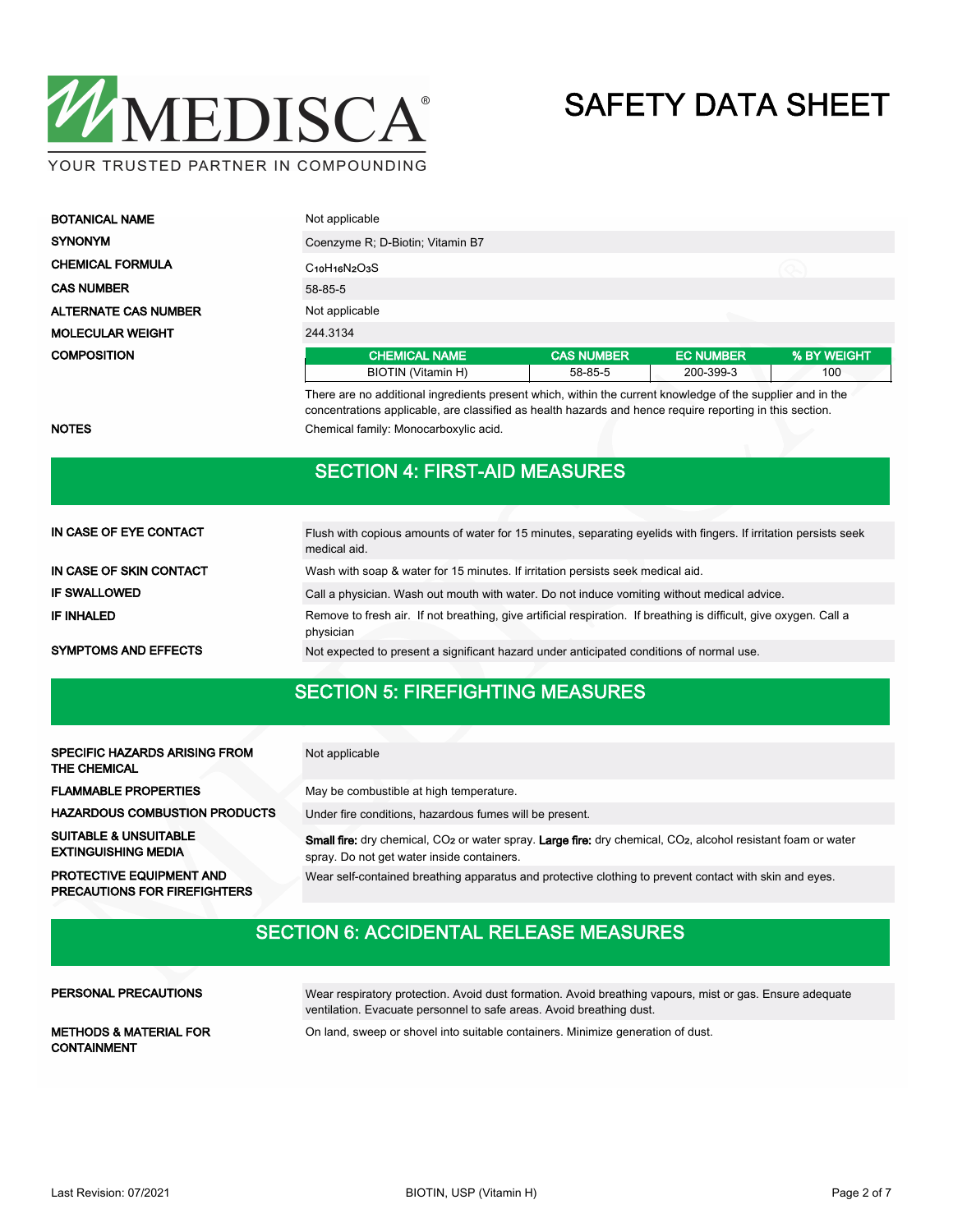| | |
|---|---|
| **BOTANICAL NAME** | Not applicable |
| **SYNONYM** | Coenzyme R; D-Biotin; Vitamin B7 |
| **CHEMICAL FORMULA** | $C_{10}H_{16}N_2O_3S$ |
| **CAS NUMBER** | 58-85-5 |
| **ALTERNATE CAS NUMBER** | Not applicable |
| **MOLECULAR WEIGHT** | 244.3134 |

**COMPOSITION**

| CHEMICAL NAME | CAS NUMBER | EC NUMBER | % BY WEIGHT |
|---|---|---|---|
| BIOTIN (Vitamin H) | 58-85-5 | 200-399-3 | 100 |

There are no additional ingredients present which, within the current knowledge of the supplier and in the concentrations applicable, are classified as health hazards and hence require reporting in this section.

**NOTES** Chemical family: Monocarboxylic acid.

## SECTION 4: FIRST-AID MEASURES

| | |
|---|---|
| **IN CASE OF EYE CONTACT** | Flush with copious amounts of water for 15 minutes, separating eyelids with fingers. If irritation persists seek medical aid. |
| **IN CASE OF SKIN CONTACT** | Wash with soap & water for 15 minutes. If irritation persists seek medical aid. |
| **IF SWALLOWED** | Call a physician. Wash out mouth with water. Do not induce vomiting without medical advice. |
| **IF INHALED** | Remove to fresh air. If not breathing, give artificial respiration. If breathing is difficult, give oxygen. Call a physician |
| **SYMPTOMS AND EFFECTS** | Not expected to present a significant hazard under anticipated conditions of normal use. |

## SECTION 5: FIREFIGHTING MEASURES

| | |
|---|---|
| **SPECIFIC HAZARDS ARISING FROM THE CHEMICAL** | Not applicable |
| **FLAMMABLE PROPERTIES** | May be combustible at high temperature. |
| **HAZARDOUS COMBUSTION PRODUCTS** | Under fire conditions, hazardous fumes will be present. |
| **SUITABLE & UNSUITABLE EXTINGUISHING MEDIA** | **Small fire:** dry chemical, $CO_2$ or water spray. **Large fire:** dry chemical, $CO_2$, alcohol resistant foam or water spray. Do not get water inside containers. |
| **PROTECTIVE EQUIPMENT AND PRECAUTIONS FOR FIREFIGHTERS** | Wear self-contained breathing apparatus and protective clothing to prevent contact with skin and eyes. |

## SECTION 6: ACCIDENTAL RELEASE MEASURES

| | |
|---|---|
| **PERSONAL PRECAUTIONS** | Wear respiratory protection. Avoid dust formation. Avoid breathing vapours, mist or gas. Ensure adequate ventilation. Evacuate personnel to safe areas. Avoid breathing dust. |
| **METHODS & MATERIAL FOR CONTAINMENT** | On land, sweep or shovel into suitable containers. Minimize generation of dust. |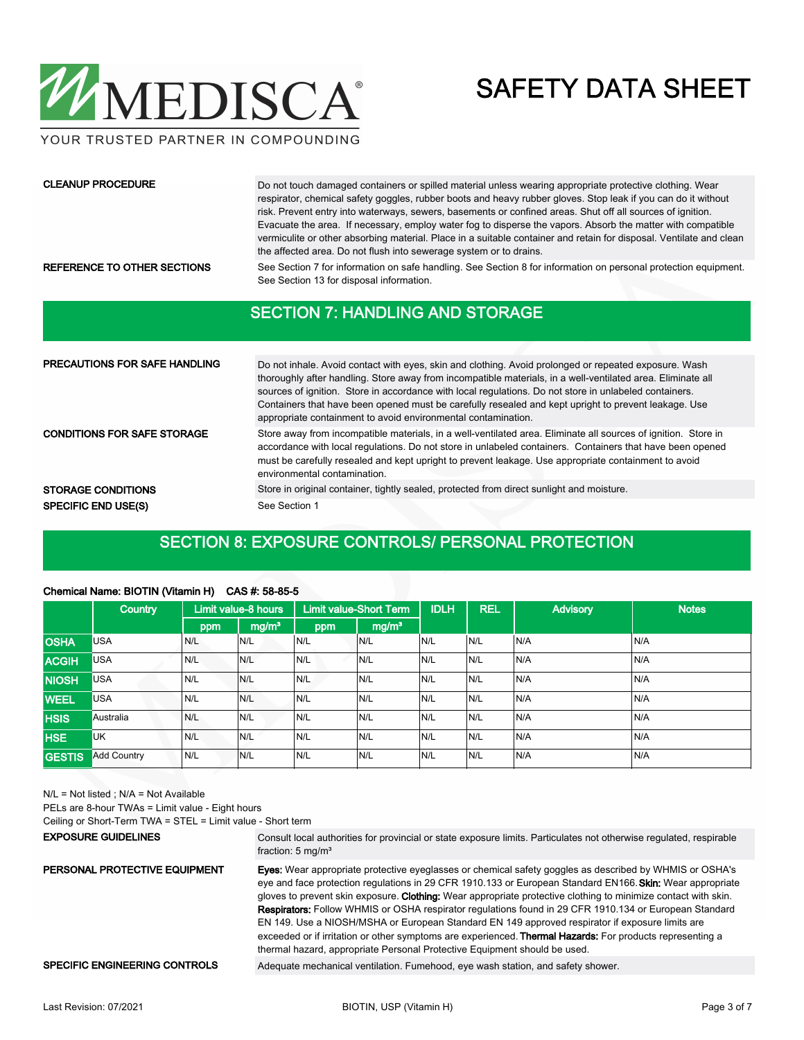| | |
|---|---|
| **CLEANUP PROCEDURE** | Do not touch damaged containers or spilled material unless wearing appropriate protective clothing. Wear respirator, chemical safety goggles, rubber boots and heavy rubber gloves. Stop leak if you can do it without risk. Prevent entry into waterways, sewers, basements or confined areas. Shut off all sources of ignition. Evacuate the area. If necessary, employ water fog to disperse the vapors. Absorb the matter with compatible vermiculite or other absorbing material. Place in a suitable container and retain for disposal. Ventilate and clean the affected area. Do not flush into sewerage system or to drains. |
| **REFERENCE TO OTHER SECTIONS** | See Section 7 for information on safe handling. See Section 8 for information on personal protection equipment. See Section 13 for disposal information. |

## SECTION 7: HANDLING AND STORAGE

| | |
|---|---|
| **PRECAUTIONS FOR SAFE HANDLING** | Do not inhale. Avoid contact with eyes, skin and clothing. Avoid prolonged or repeated exposure. Wash thoroughly after handling. Store away from incompatible materials, in a well-ventilated area. Eliminate all sources of ignition. Store in accordance with local regulations. Do not store in unlabeled containers. Containers that have been opened must be carefully resealed and kept upright to prevent leakage. Use appropriate containment to avoid environmental contamination. |
| **CONDITIONS FOR SAFE STORAGE** | Store away from incompatible materials, in a well-ventilated area. Eliminate all sources of ignition. Store in accordance with local regulations. Do not store in unlabeled containers. Containers that have been opened must be carefully resealed and kept upright to prevent leakage. Use appropriate containment to avoid environmental contamination. |
| **STORAGE CONDITIONS** | Store in original container, tightly sealed, protected from direct sunlight and moisture. |
| **SPECIFIC END USE(S)** | See Section 1 |

## SECTION 8: EXPOSURE CONTROLS/ PERSONAL PROTECTION

**Chemical Name: BIOTIN (Vitamin H) CAS #: 58-85-5**

| | Country | Limit value-8 hours | | Limit value-Short Term | | IDLH | REL | Advisory | Notes |
|---|---|---|---|---|---|---|---|---|---|
| | | ppm | mg/m³ | ppm | mg/m³ | | | | |
| **OSHA** | USA | N/L | N/L | N/L | N/L | N/L | N/L | N/A | N/A |
| **ACGIH** | USA | N/L | N/L | N/L | N/L | N/L | N/L | N/A | N/A |
| **NIOSH** | USA | N/L | N/L | N/L | N/L | N/L | N/L | N/A | N/A |
| **WEEL** | USA | N/L | N/L | N/L | N/L | N/L | N/L | N/A | N/A |
| **HSIS** | Australia | N/L | N/L | N/L | N/L | N/L | N/L | N/A | N/A |
| **HSE** | UK | N/L | N/L | N/L | N/L | N/L | N/L | N/A | N/A |
| **GESTIS** | Add Country | N/L | N/L | N/L | N/L | N/L | N/L | N/A | N/A |

N/L = Not listed ; N/A = Not Available

PELs are 8-hour TWAs = Limit value - Eight hours

Ceiling or Short-Term TWA = STEL = Limit value - Short term

| | |
|---|---|
| **EXPOSURE GUIDELINES** | Consult local authorities for provincial or state exposure limits. Particulates not otherwise regulated, respirable fraction: 5 mg/m³ |
| **PERSONAL PROTECTIVE EQUIPMENT** | **Eyes:** Wear appropriate protective eyeglasses or chemical safety goggles as described by WHMIS or OSHA's eye and face protection regulations in 29 CFR 1910.133 or European Standard EN166. **Skin:** Wear appropriate gloves to prevent skin exposure. **Clothing:** Wear appropriate protective clothing to minimize contact with skin. **Respirators:** Follow WHMIS or OSHA respirator regulations found in 29 CFR 1910.134 or European Standard EN 149. Use a NIOSH/MSHA or European Standard EN 149 approved respirator if exposure limits are exceeded or if irritation or other symptoms are experienced. **Thermal Hazards:** For products representing a thermal hazard, appropriate Personal Protective Equipment should be used. |
| **SPECIFIC ENGINEERING CONTROLS** | Adequate mechanical ventilation. Fumehood, eye wash station, and safety shower. |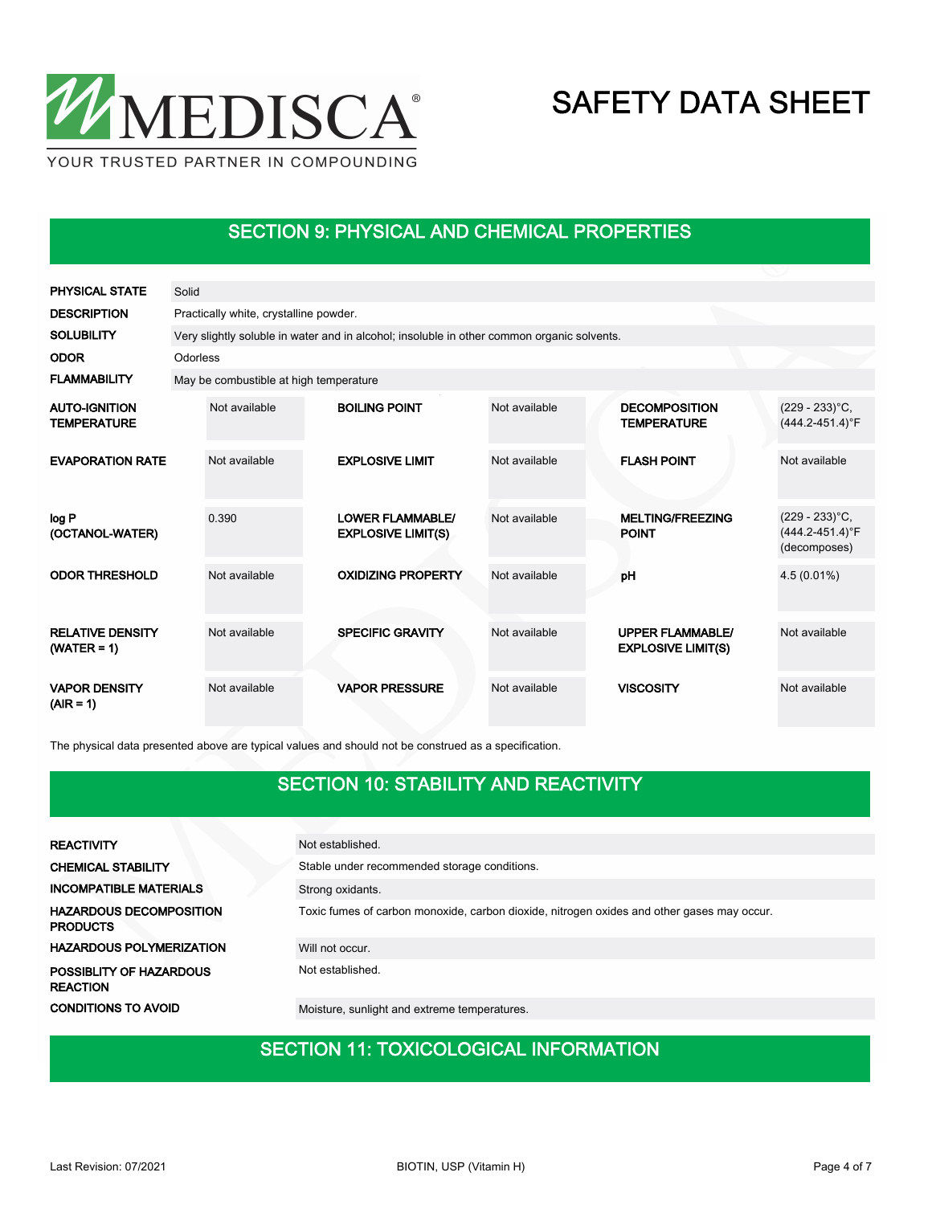## SECTION 9: PHYSICAL AND CHEMICAL PROPERTIES

| | |
|---|---|
| **PHYSICAL STATE** | Solid |
| **DESCRIPTION** | Practically white, crystalline powder. |
| **SOLUBILITY** | Very slightly soluble in water and in alcohol; insoluble in other common organic solvents. |
| **ODOR** | Odorless |
| **FLAMMABILITY** | May be combustible at high temperature |

| | | | | | |
|---|---|---|---|---|---|
| **AUTO-IGNITION TEMPERATURE** | Not available | **BOILING POINT** | Not available | **DECOMPOSITION TEMPERATURE** | (229 - 233)°C, (444.2-451.4)°F |
| **EVAPORATION RATE** | Not available | **EXPLOSIVE LIMIT** | Not available | **FLASH POINT** | Not available |
| **log P (OCTANOL-WATER)** | 0.390 | **LOWER FLAMMABLE/ EXPLOSIVE LIMIT(S)** | Not available | **MELTING/FREEZING POINT** | (229 - 233)°C, (444.2-451.4)°F (decomposes) |
| **ODOR THRESHOLD** | Not available | **OXIDIZING PROPERTY** | Not available | **pH** | 4.5 (0.01%) |
| **RELATIVE DENSITY (WATER = 1)** | Not available | **SPECIFIC GRAVITY** | Not available | **UPPER FLAMMABLE/ EXPLOSIVE LIMIT(S)** | Not available |
| **VAPOR DENSITY (AIR = 1)** | Not available | **VAPOR PRESSURE** | Not available | **VISCOSITY** | Not available |

The physical data presented above are typical values and should not be construed as a specification.

## SECTION 10: STABILITY AND REACTIVITY

| | |
|---|---|
| **REACTIVITY** | Not established. |
| **CHEMICAL STABILITY** | Stable under recommended storage conditions. |
| **INCOMPATIBLE MATERIALS** | Strong oxidants. |
| **HAZARDOUS DECOMPOSITION PRODUCTS** | Toxic fumes of carbon monoxide, carbon dioxide, nitrogen oxides and other gases may occur. |
| **HAZARDOUS POLYMERIZATION** | Will not occur. |
| **POSSIBLITY OF HAZARDOUS REACTION** | Not established. |
| **CONDITIONS TO AVOID** | Moisture, sunlight and extreme temperatures. |

## SECTION 11: TOXICOLOGICAL INFORMATION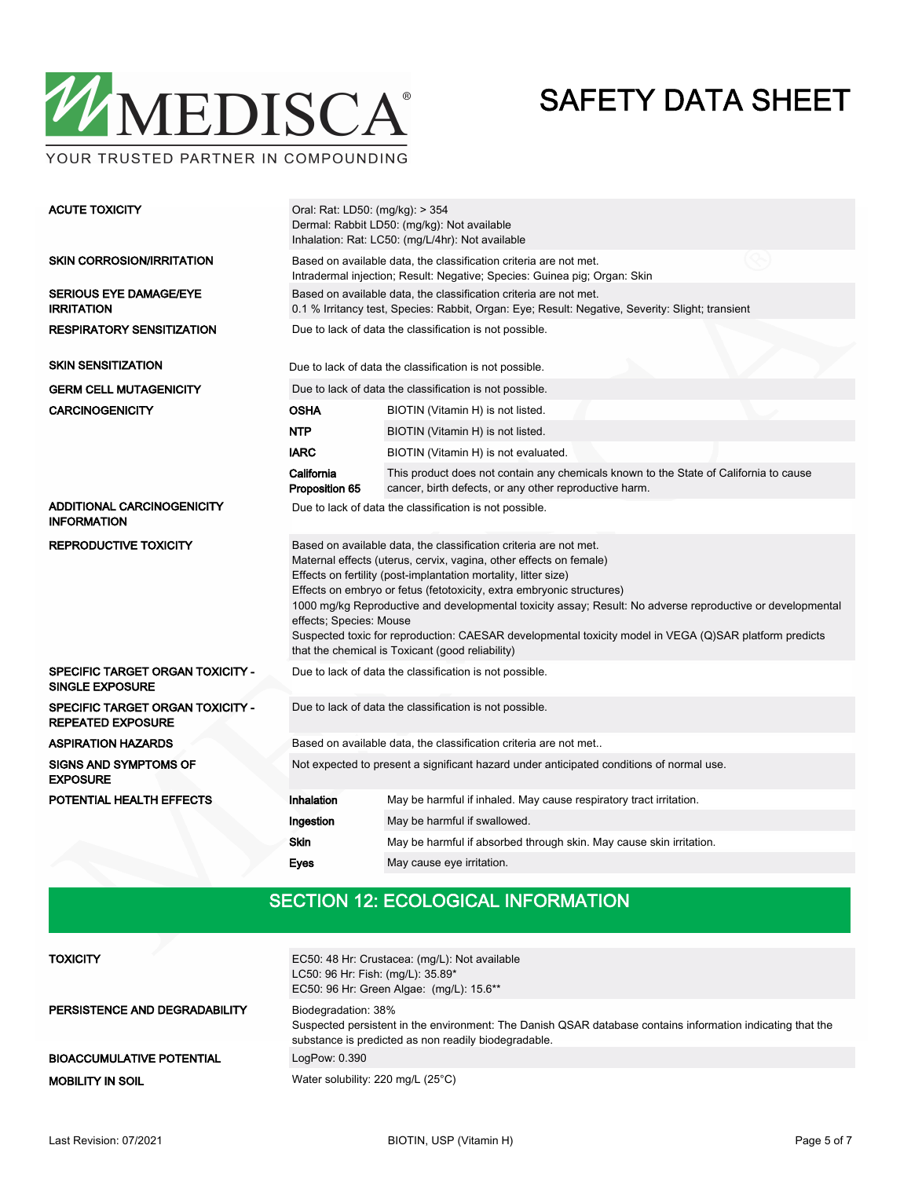| | | |
|---|---|---|
| **ACUTE TOXICITY** | Oral: Rat: LD50: (mg/kg): > 354<br>Dermal: Rabbit LD50: (mg/kg): Not available<br>Inhalation: Rat: LC50: (mg/L/4hr): Not available | |
| **SKIN CORROSION/IRRITATION** | Based on available data, the classification criteria are not met.<br>Intradermal injection; Result: Negative; Species: Guinea pig; Organ: Skin | |
| **SERIOUS EYE DAMAGE/EYE IRRITATION** | Based on available data, the classification criteria are not met.<br>0.1 % Irritancy test, Species: Rabbit, Organ: Eye; Result: Negative, Severity: Slight; transient | |
| **RESPIRATORY SENSITIZATION** | Due to lack of data the classification is not possible. | |
| **SKIN SENSITIZATION** | Due to lack of data the classification is not possible. | |
| **GERM CELL MUTAGENICITY** | Due to lack of data the classification is not possible. | |
| **CARCINOGENICITY** | **OSHA** | BIOTIN (Vitamin H) is not listed. |
| | **NTP** | BIOTIN (Vitamin H) is not listed. |
| | **IARC** | BIOTIN (Vitamin H) is not evaluated. |
| | **California Proposition 65** | This product does not contain any chemicals known to the State of California to cause cancer, birth defects, or any other reproductive harm. |
| **ADDITIONAL CARCINOGENICITY INFORMATION** | Due to lack of data the classification is not possible. | |
| **REPRODUCTIVE TOXICITY** | Based on available data, the classification criteria are not met.<br>Maternal effects (uterus, cervix, vagina, other effects on female)<br>Effects on fertility (post-implantation mortality, litter size)<br>Effects on embryo or fetus (fetotoxicity, extra embryonic structures)<br>1000 mg/kg Reproductive and developmental toxicity assay; Result: No adverse reproductive or developmental effects; Species: Mouse<br>Suspected toxic for reproduction: CAESAR developmental toxicity model in VEGA (Q)SAR platform predicts that the chemical is Toxicant (good reliability) | |
| **SPECIFIC TARGET ORGAN TOXICITY - SINGLE EXPOSURE** | Due to lack of data the classification is not possible. | |
| **SPECIFIC TARGET ORGAN TOXICITY - REPEATED EXPOSURE** | Due to lack of data the classification is not possible. | |
| **ASPIRATION HAZARDS** | Based on available data, the classification criteria are not met.. | |
| **SIGNS AND SYMPTOMS OF EXPOSURE** | Not expected to present a significant hazard under anticipated conditions of normal use. | |
| **POTENTIAL HEALTH EFFECTS** | **Inhalation** | May be harmful if inhaled. May cause respiratory tract irritation. |
| | **Ingestion** | May be harmful if swallowed. |
| | **Skin** | May be harmful if absorbed through skin. May cause skin irritation. |
| | **Eyes** | May cause eye irritation. |

## SECTION 12: ECOLOGICAL INFORMATION

| | |
|---|---|
| **TOXICITY** | EC50: 48 Hr: Crustacea: (mg/L): Not available<br>LC50: 96 Hr: Fish: (mg/L): 35.89*<br>EC50: 96 Hr: Green Algae: (mg/L): 15.6** |
| **PERSISTENCE AND DEGRADABILITY** | Biodegradation: 38%<br>Suspected persistent in the environment: The Danish QSAR database contains information indicating that the substance is predicted as non readily biodegradable. |
| **BIOACCUMULATIVE POTENTIAL** | LogPow: 0.390 |
| **MOBILITY IN SOIL** | Water solubility: 220 mg/L (25°C) |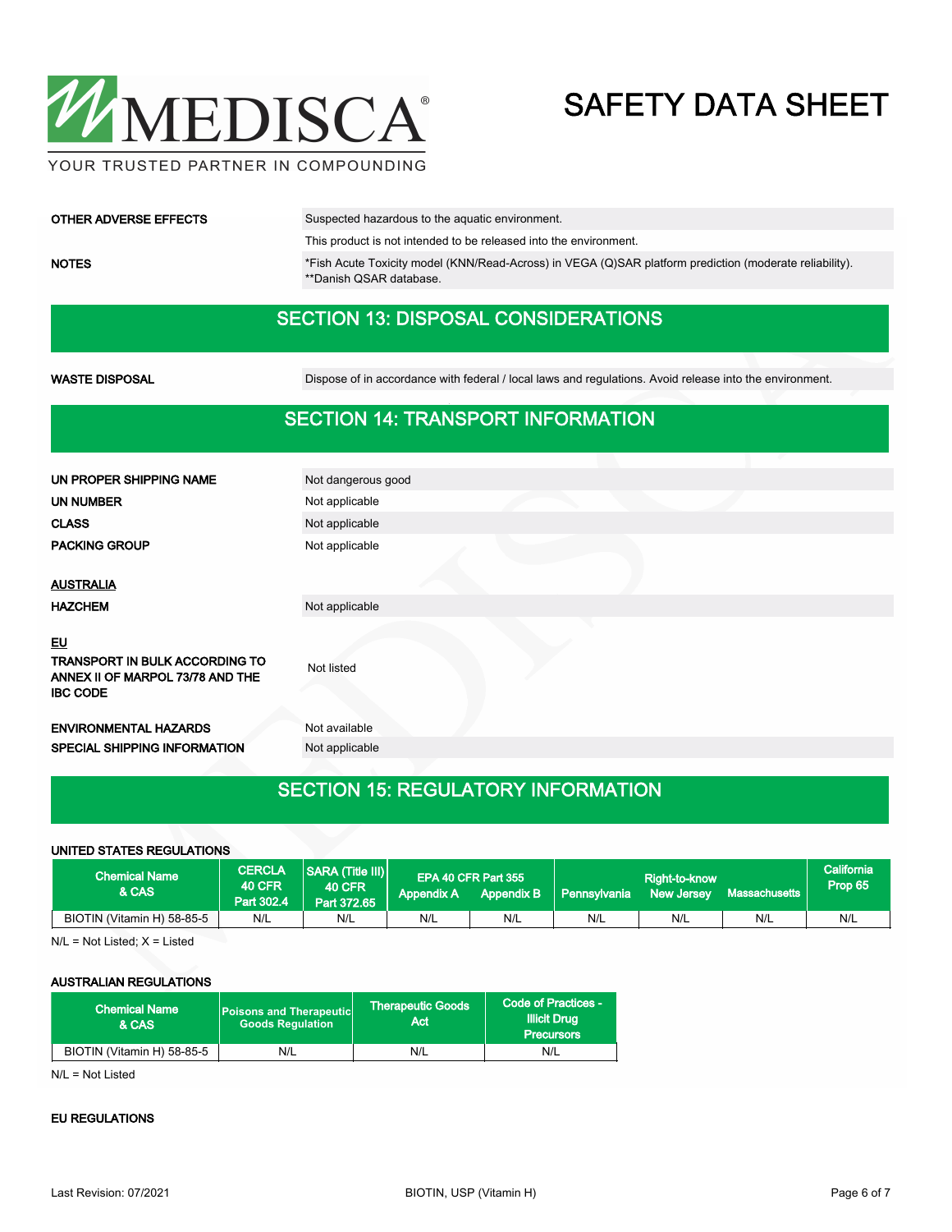| | |
|---|---|
| **OTHER ADVERSE EFFECTS** | Suspected hazardous to the aquatic environment. |
| | This product is not intended to be released into the environment. |
| **NOTES** | *Fish Acute Toxicity model (KNN/Read-Across) in VEGA (Q)SAR platform prediction (moderate reliability). **Danish QSAR database. |

## SECTION 13: DISPOSAL CONSIDERATIONS

| | |
|---|---|
| **WASTE DISPOSAL** | Dispose of in accordance with federal / local laws and regulations. Avoid release into the environment. |

## SECTION 14: TRANSPORT INFORMATION

| | |
|---|---|
| **UN PROPER SHIPPING NAME** | Not dangerous good |
| **UN NUMBER** | Not applicable |
| **CLASS** | Not applicable |
| **PACKING GROUP** | Not applicable |

**AUSTRALIA**

| | |
|---|---|
| **HAZCHEM** | Not applicable |

**EU**

| | |
|---|---|
| **TRANSPORT IN BULK ACCORDING TO ANNEX II OF MARPOL 73/78 AND THE IBC CODE** | Not listed |
| **ENVIRONMENTAL HAZARDS** | Not available |
| **SPECIAL SHIPPING INFORMATION** | Not applicable |

## SECTION 15: REGULATORY INFORMATION

**UNITED STATES REGULATIONS**

| Chemical Name & CAS | CERCLA 40 CFR Part 302.4 | SARA (Title III) 40 CFR Part 372.65 | EPA 40 CFR Part 355 | | Right-to-know | | | California Prop 65 |
|---|---|---|---|---|---|---|---|---|
| | | | Appendix A | Appendix B | Pennsylvania | New Jersey | Massachusetts | |
| BIOTIN (Vitamin H) 58-85-5 | N/L | N/L | N/L | N/L | N/L | N/L | N/L | N/L |

N/L = Not Listed; X = Listed

**AUSTRALIAN REGULATIONS**

| Chemical Name & CAS | Poisons and Therapeutic Goods Regulation | Therapeutic Goods Act | Code of Practices - Illicit Drug Precursors |
|---|---|---|---|
| BIOTIN (Vitamin H) 58-85-5 | N/L | N/L | N/L |

N/L = Not Listed

**EU REGULATIONS**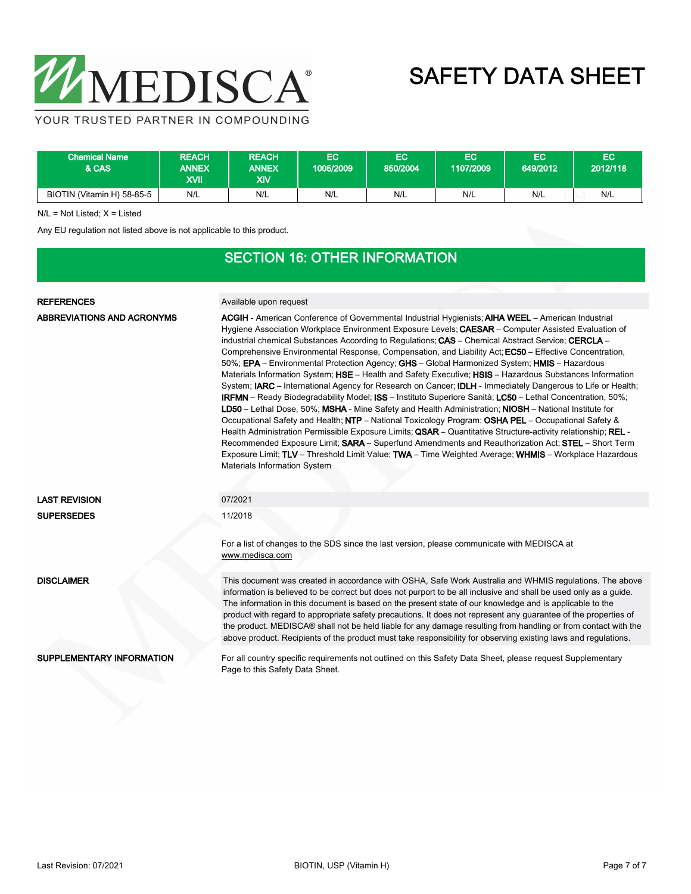| Chemical Name & CAS | REACH ANNEX XVII | REACH ANNEX XIV | EC 1005/2009 | EC 850/2004 | EC 1107/2009 | EC 649/2012 | EC 2012/118 |
|---|---|---|---|---|---|---|---|
| BIOTIN (Vitamin H) 58-85-5 | N/L | N/L | N/L | N/L | N/L | N/L | N/L |

N/L = Not Listed; X = Listed

Any EU regulation not listed above is not applicable to this product.

## SECTION 16: OTHER INFORMATION

**REFERENCES**

Available upon request

**ABBREVIATIONS AND ACRONYMS**

**ACGIH** - American Conference of Governmental Industrial Hygienists; **AIHA WEEL** – American Industrial Hygiene Association Workplace Environment Exposure Levels; **CAESAR** – Computer Assisted Evaluation of industrial chemical Substances According to Regulations; **CAS** – Chemical Abstract Service; **CERCLA** – Comprehensive Environmental Response, Compensation, and Liability Act; **EC50** – Effective Concentration, 50%; **EPA** – Environmental Protection Agency; **GHS** – Global Harmonized System; **HMIS** – Hazardous Materials Information System; **HSE** – Health and Safety Executive; **HSIS** – Hazardous Substances Information System; **IARC** – International Agency for Research on Cancer; **IDLH** - Immediately Dangerous to Life or Health; **IRFMN** – Ready Biodegradability Model; **ISS** – Instituto Superiore Sanità; **LC50** – Lethal Concentration, 50%; **LD50** – Lethal Dose, 50%; **MSHA** - Mine Safety and Health Administration; **NIOSH** – National Institute for Occupational Safety and Health; **NTP** – National Toxicology Program; **OSHA PEL** – Occupational Safety & Health Administration Permissible Exposure Limits; **QSAR** – Quantitative Structure-activity relationship; **REL** - Recommended Exposure Limit; **SARA** – Superfund Amendments and Reauthorization Act; **STEL** – Short Term Exposure Limit; **TLV** – Threshold Limit Value; **TWA** – Time Weighted Average; **WHMIS** – Workplace Hazardous Materials Information System

**LAST REVISION**

07/2021

**SUPERSEDES**

11/2018

For a list of changes to the SDS since the last version, please communicate with MEDISCA at www.medisca.com

**DISCLAIMER**

This document was created in accordance with OSHA, Safe Work Australia and WHMIS regulations. The above information is believed to be correct but does not purport to be all inclusive and shall be used only as a guide. The information in this document is based on the present state of our knowledge and is applicable to the product with regard to appropriate safety precautions. It does not represent any guarantee of the properties of the product. MEDISCA® shall not be held liable for any damage resulting from handling or from contact with the above product. Recipients of the product must take responsibility for observing existing laws and regulations.

**SUPPLEMENTARY INFORMATION**

For all country specific requirements not outlined on this Safety Data Sheet, please request Supplementary Page to this Safety Data Sheet.